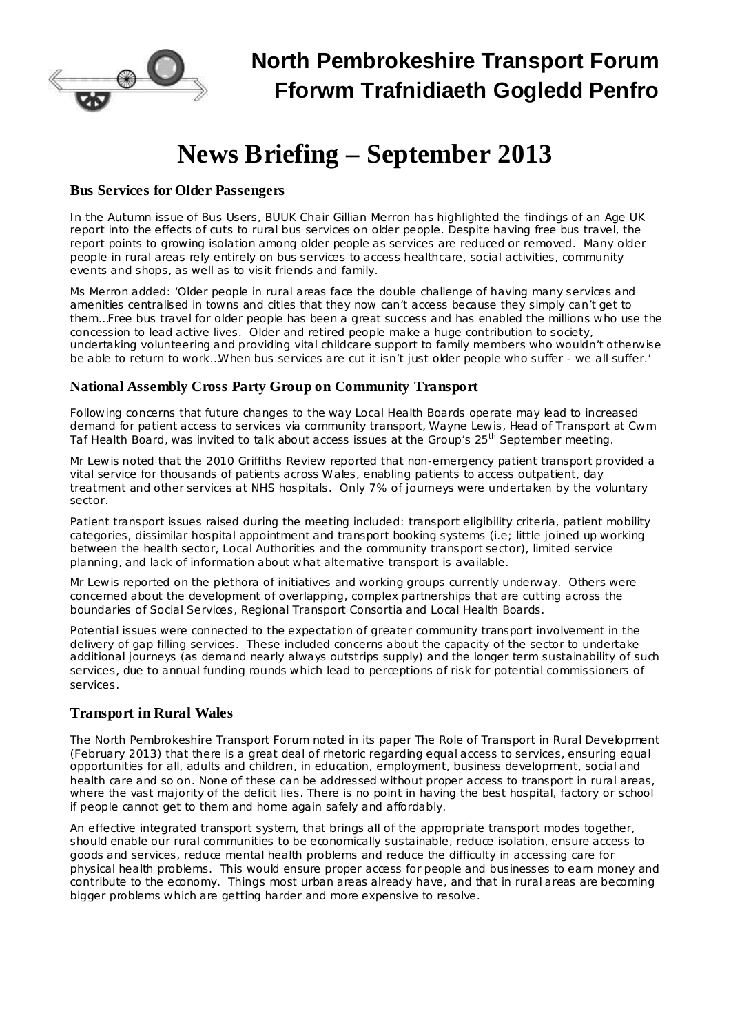# North Pembrokeshire Transport Forum
# Fforwm Trafnidiaeth Gogledd Penfro

# News Briefing – September 2013

## Bus Services for Older Passengers

In the Autumn issue of Bus Users, BUUK Chair Gillian Merron has highlighted the findings of an Age UK report into the effects of cuts to rural bus services on older people. Despite having free bus travel, the report points to growing isolation among older people as services are reduced or removed. Many older people in rural areas rely entirely on bus services to access healthcare, social activities, community events and shops, as well as to visit friends and family.

Ms Merron added: 'Older people in rural areas face the double challenge of having many services and amenities centralised in towns and cities that they now can't access because they simply can't get to them…Free bus travel for older people has been a great success and has enabled the millions who use the concession to lead active lives. Older and retired people make a huge contribution to society, undertaking volunteering and providing vital childcare support to family members who wouldn't otherwise be able to return to work…When bus services are cut it isn't just older people who suffer - we all suffer.'

## National Assembly Cross Party Group on Community Transport

Following concerns that future changes to the way Local Health Boards operate may lead to increased demand for patient access to services via community transport, Wayne Lewis, Head of Transport at Cwm Taf Health Board, was invited to talk about access issues at the Group's 25th September meeting.

Mr Lewis noted that the 2010 Griffiths Review reported that non-emergency patient transport provided a vital service for thousands of patients across Wales, enabling patients to access outpatient, day treatment and other services at NHS hospitals. Only 7% of journeys were undertaken by the voluntary sector.

Patient transport issues raised during the meeting included: transport eligibility criteria, patient mobility categories, dissimilar hospital appointment and transport booking systems (i.e; little joined up working between the health sector, Local Authorities and the community transport sector), limited service planning, and lack of information about what alternative transport is available.

Mr Lewis reported on the plethora of initiatives and working groups currently underway. Others were concerned about the development of overlapping, complex partnerships that are cutting across the boundaries of Social Services, Regional Transport Consortia and Local Health Boards.

Potential issues were connected to the expectation of greater community transport involvement in the delivery of gap filling services. These included concerns about the capacity of the sector to undertake additional journeys (as demand nearly always outstrips supply) and the longer term sustainability of such services, due to annual funding rounds which lead to perceptions of risk for potential commissioners of services.

## Transport in Rural Wales

The North Pembrokeshire Transport Forum noted in its paper The Role of Transport in Rural Development (February 2013) that there is a great deal of rhetoric regarding equal access to services, ensuring equal opportunities for all, adults and children, in education, employment, business development, social and health care and so on. None of these can be addressed without proper access to transport in rural areas, where the vast majority of the deficit lies. There is no point in having the best hospital, factory or school if people cannot get to them and home again safely and affordably.

An effective integrated transport system, that brings all of the appropriate transport modes together, should enable our rural communities to be economically sustainable, reduce isolation, ensure access to goods and services, reduce mental health problems and reduce the difficulty in accessing care for physical health problems. This would ensure proper access for people and businesses to earn money and contribute to the economy. Things most urban areas already have, and that in rural areas are becoming bigger problems which are getting harder and more expensive to resolve.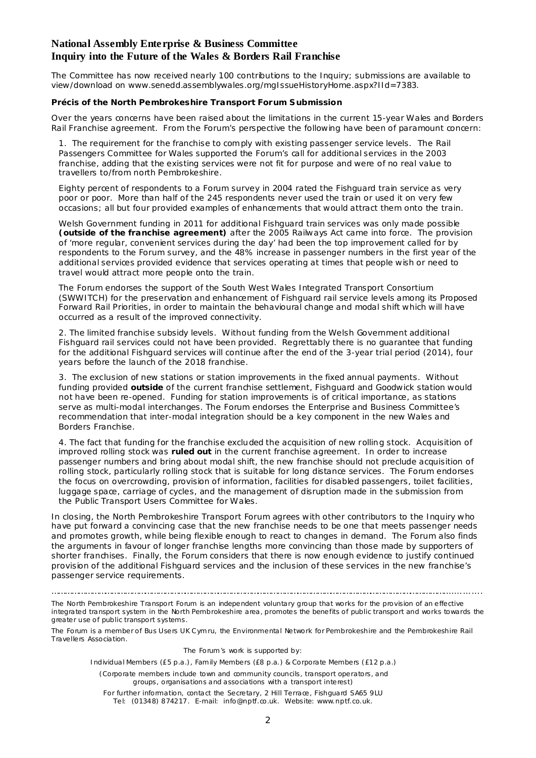## National Assembly Enterprise & Business Committee
## Inquiry into the Future of the Wales & Borders Rail Franchise

The Committee has now received nearly 100 contributions to the Inquiry; submissions are available to view/download on www.senedd.assemblywales.org/mgIssueHistoryHome.aspx?IId=7383.

**Précis of the North Pembrokeshire Transport Forum Submission**

Over the years concerns have been raised about the limitations in the current 15-year Wales and Borders Rail Franchise agreement. From the Forum's perspective the following have been of paramount concern:

1. The requirement for the franchise to comply with existing passenger service levels. The Rail Passengers Committee for Wales supported the Forum's call for additional services in the 2003 franchise, adding that the existing services were not fit for purpose and were of no real value to travellers to/from north Pembrokeshire.

   Eighty percent of respondents to a Forum survey in 2004 rated the Fishguard train service as very poor or poor. More than half of the 245 respondents never used the train or used it on very few occasions; all but four provided examples of enhancements that would attract them onto the train.

   Welsh Government funding in 2011 for additional Fishguard train services was only made possible **(outside of the franchise agreement)** after the 2005 Railways Act came into force. The provision of 'more regular, convenient services during the day' had been the top improvement called for by respondents to the Forum survey, and the 48% increase in passenger numbers in the first year of the additional services provided evidence that services operating at times that people wish or need to travel would attract more people onto the train.

   The Forum endorses the support of the South West Wales Integrated Transport Consortium (SWWITCH) for the preservation and enhancement of Fishguard rail service levels among its Proposed Forward Rail Priorities, in order to maintain the behavioural change and modal shift which will have occurred as a result of the improved connectivity.

2. The limited franchise subsidy levels. Without funding from the Welsh Government additional Fishguard rail services could not have been provided. Regrettably there is no guarantee that funding for the additional Fishguard services will continue after the end of the 3-year trial period (2014), four years before the launch of the 2018 franchise.

3. The exclusion of new stations or station improvements in the fixed annual payments. Without funding provided **outside** of the current franchise settlement, Fishguard and Goodwick station would not have been re-opened. Funding for station improvements is of critical importance, as stations serve as multi-modal interchanges. The Forum endorses the Enterprise and Business Committee's recommendation that inter-modal integration should be a key component in the new Wales and Borders Franchise.

4. The fact that funding for the franchise excluded the acquisition of new rolling stock. Acquisition of improved rolling stock was **ruled out** in the current franchise agreement. In order to increase passenger numbers and bring about modal shift, the new franchise should not preclude acquisition of rolling stock, particularly rolling stock that is suitable for long distance services. The Forum endorses the focus on overcrowding, provision of information, facilities for disabled passengers, toilet facilities, luggage space, carriage of cycles, and the management of disruption made in the submission from the Public Transport Users Committee for Wales.

In closing, the North Pembrokeshire Transport Forum agrees with other contributors to the Inquiry who have put forward a convincing case that the new franchise needs to be one that meets passenger needs and promotes growth, while being flexible enough to react to changes in demand. The Forum also finds the arguments in favour of longer franchise lengths more convincing than those made by supporters of shorter franchises. Finally, the Forum considers that there is now enough evidence to justify continued provision of the additional Fishguard services and the inclusion of these services in the new franchise's passenger service requirements.

---

*The North Pembrokeshire Transport Forum is an independent voluntary group that works for the provision of an effective integrated transport system in the North Pembrokeshire area, promotes the benefits of public transport and works towards the greater use of public transport systems.*

*The Forum is a member of Bus Users UK Cymru, the Environmental Network for Pembrokeshire and the Pembrokeshire Rail Travellers Association.*

*The Forum's work is supported by:*

*Individual Members (£5 p.a.), Family Members (£8 p.a.) & Corporate Members (£12 p.a.)*

*(Corporate members include town and community councils, transport operators, and groups, organisations and associations with a transport interest)*

*For further information, contact the Secretary, 2 Hill Terrace, Fishguard SA65 9LU*
*Tel: (01348) 874217. E-mail: info@nptf.co.uk. Website: www.nptf.co.uk.*